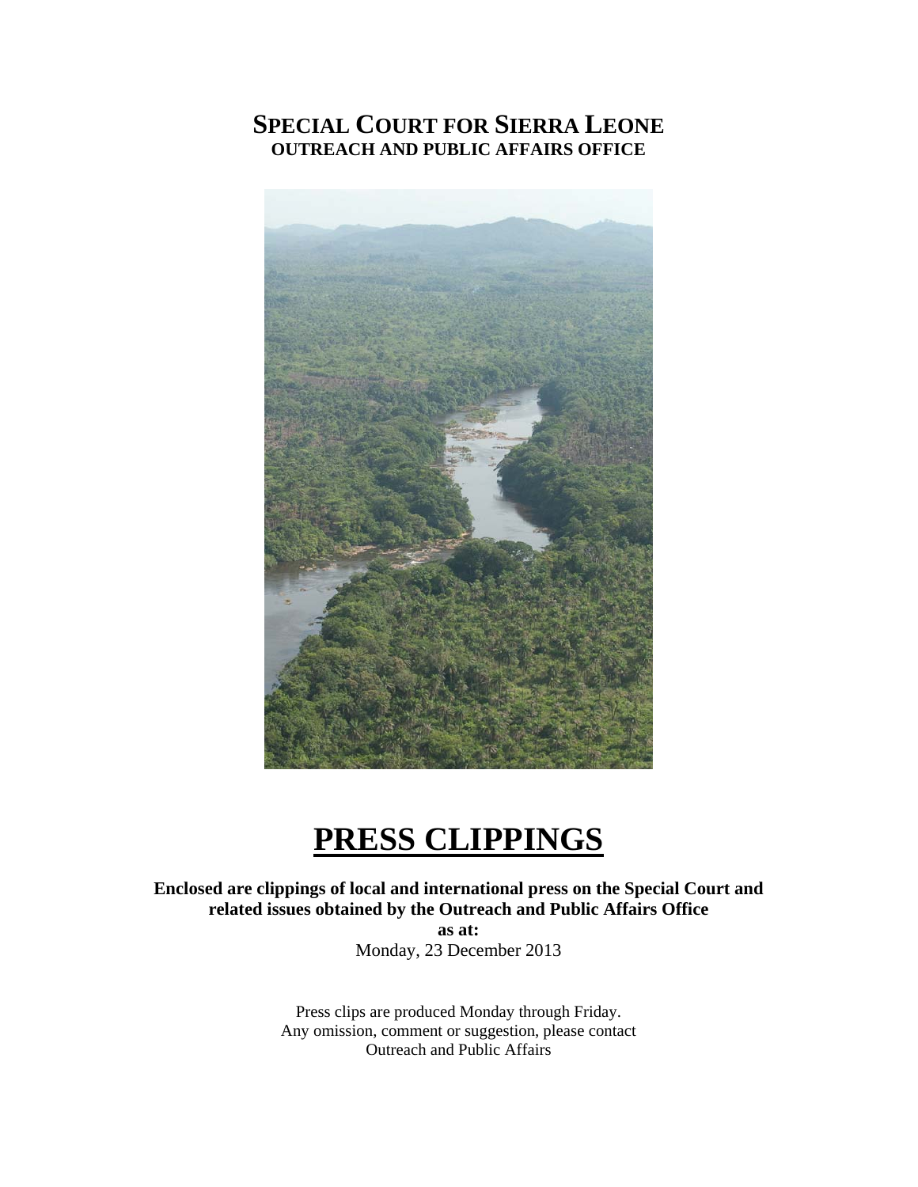# SPECIAL COURT FOR SIERRA LEONE
## OUTREACH AND PUBLIC AFFAIRS OFFICE

# PRESS CLIPPINGS

**Enclosed are clippings of local and international press on the Special Court and related issues obtained by the Outreach and Public Affairs Office**

**as at:**

Monday, 23 December 2013

Press clips are produced Monday through Friday.
Any omission, comment or suggestion, please contact
Outreach and Public Affairs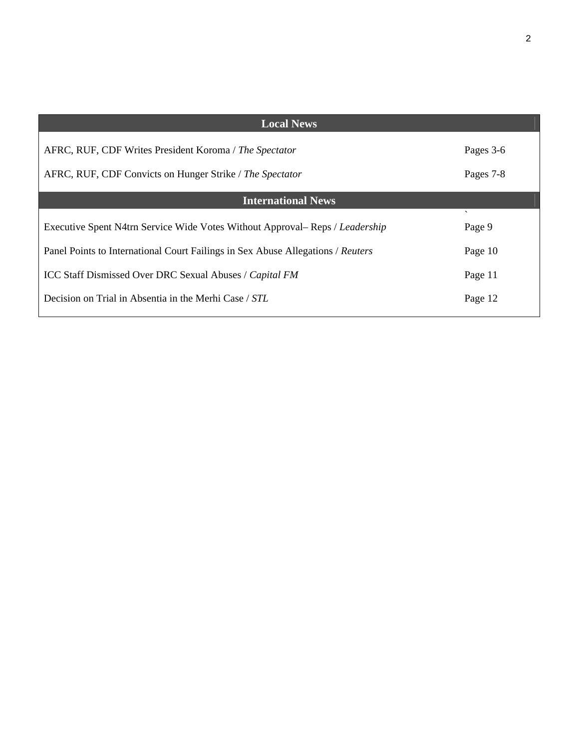| Local News | |
| --- | --- |
| AFRC, RUF, CDF Writes President Koroma / *The Spectator* | Pages 3-6 |
| AFRC, RUF, CDF Convicts on Hunger Strike / *The Spectator* | Pages 7-8 |
| **International News** | |
| Executive Spent N4trn Service Wide Votes Without Approval– Reps / *Leadership* | Page 9 |
| Panel Points to International Court Failings in Sex Abuse Allegations / *Reuters* | Page 10 |
| ICC Staff Dismissed Over DRC Sexual Abuses / *Capital FM* | Page 11 |
| Decision on Trial in Absentia in the Merhi Case / *STL* | Page 12 |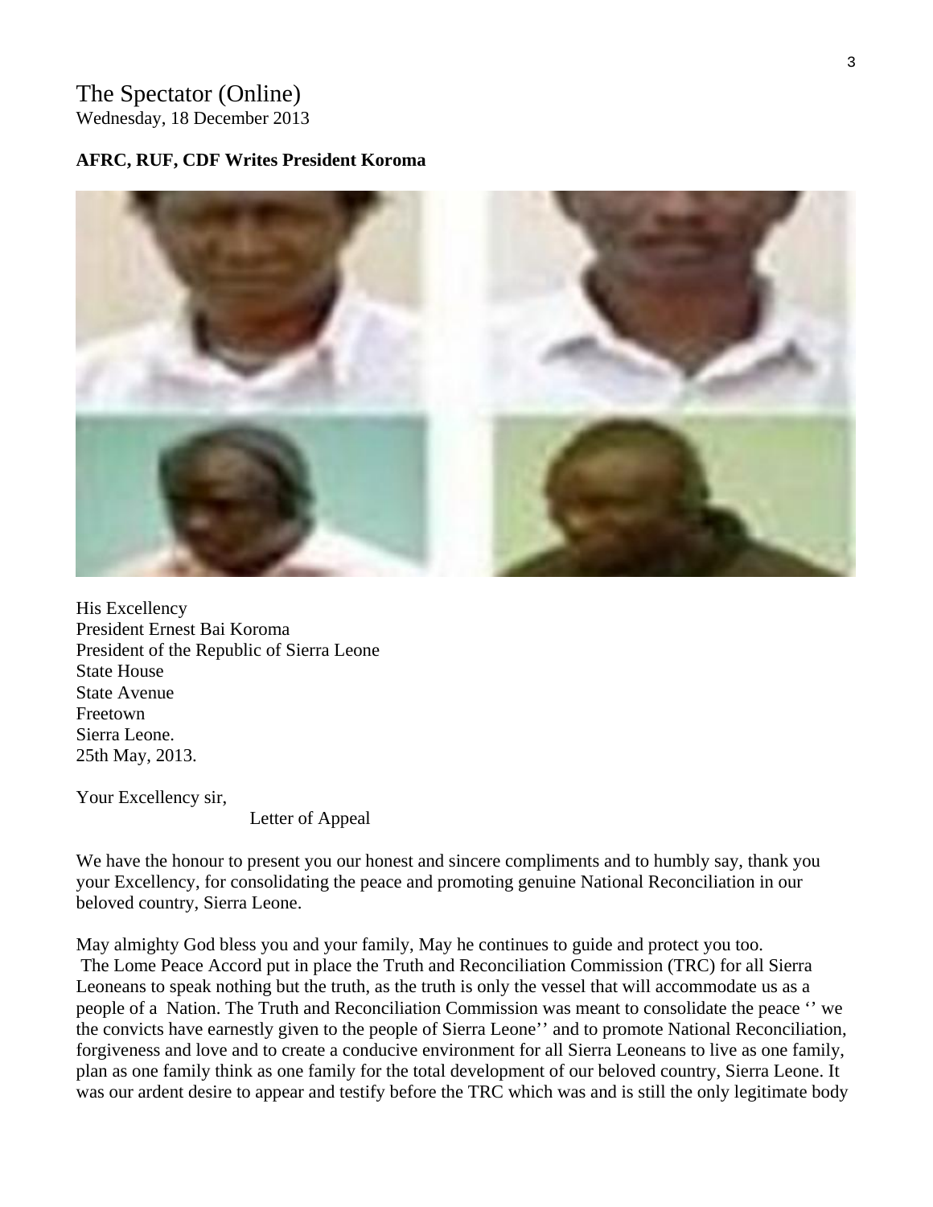The Spectator (Online)
Wednesday, 18 December 2013

**AFRC, RUF, CDF Writes President Koroma**

His Excellency
President Ernest Bai Koroma
President of the Republic of Sierra Leone
State House
State Avenue
Freetown
Sierra Leone.
25th May, 2013.

Your Excellency sir,

Letter of Appeal

We have the honour to present you our honest and sincere compliments and to humbly say, thank you your Excellency, for consolidating the peace and promoting genuine National Reconciliation in our beloved country, Sierra Leone.

May almighty God bless you and your family, May he continues to guide and protect you too.
The Lome Peace Accord put in place the Truth and Reconciliation Commission (TRC) for all Sierra Leoneans to speak nothing but the truth, as the truth is only the vessel that will accommodate us as a people of a Nation. The Truth and Reconciliation Commission was meant to consolidate the peace ‘‘ we the convicts have earnestly given to the people of Sierra Leone’’ and to promote National Reconciliation, forgiveness and love and to create a conducive environment for all Sierra Leoneans to live as one family, plan as one family think as one family for the total development of our beloved country, Sierra Leone. It was our ardent desire to appear and testify before the TRC which was and is still the only legitimate body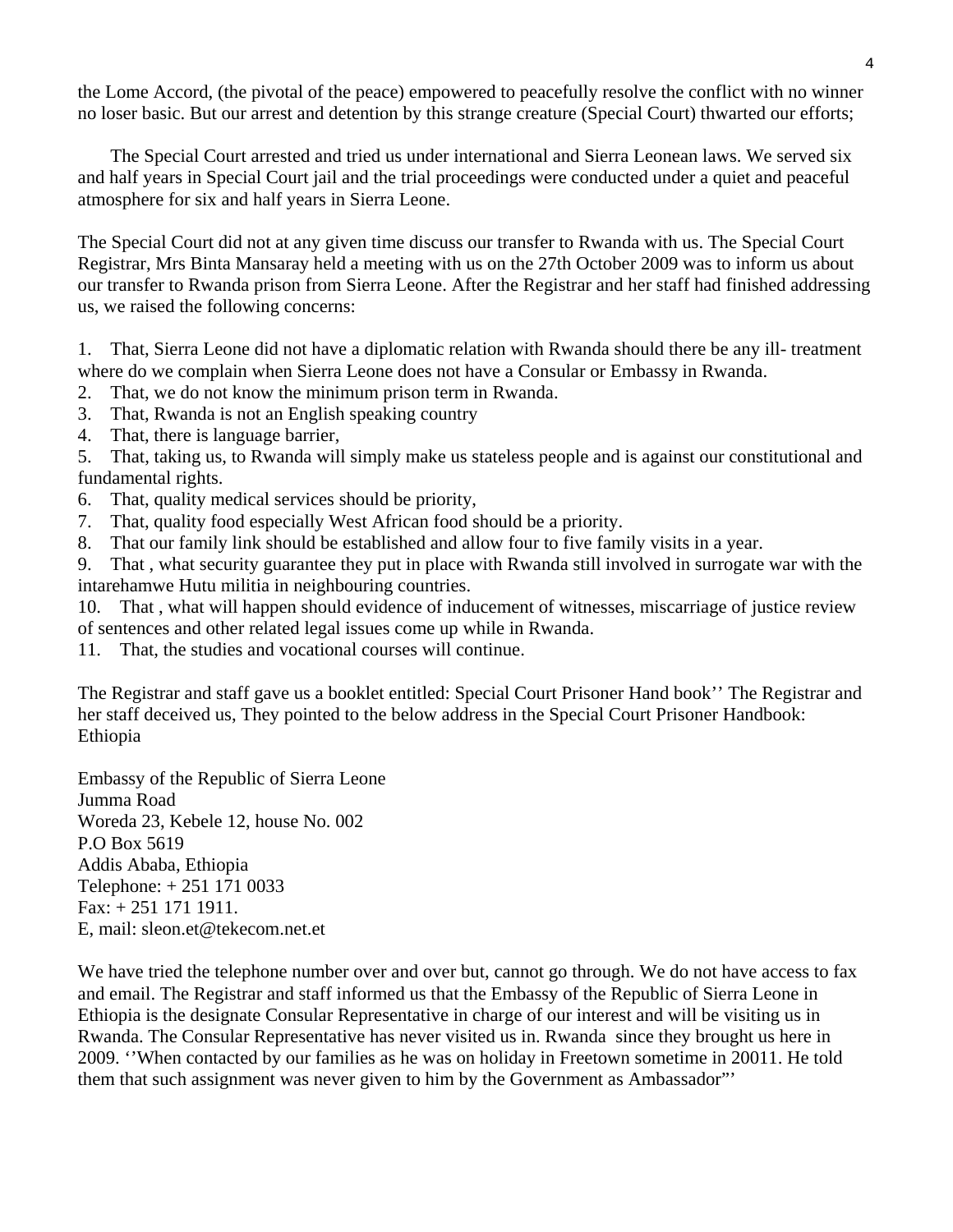the Lome Accord, (the pivotal of the peace) empowered to peacefully resolve the conflict with no winner no loser basic. But our arrest and detention by this strange creature (Special Court) thwarted our efforts;

The Special Court arrested and tried us under international and Sierra Leonean laws. We served six and half years in Special Court jail and the trial proceedings were conducted under a quiet and peaceful atmosphere for six and half years in Sierra Leone.

The Special Court did not at any given time discuss our transfer to Rwanda with us. The Special Court Registrar, Mrs Binta Mansaray held a meeting with us on the 27th October 2009 was to inform us about our transfer to Rwanda prison from Sierra Leone. After the Registrar and her staff had finished addressing us, we raised the following concerns:

1. That, Sierra Leone did not have a diplomatic relation with Rwanda should there be any ill- treatment where do we complain when Sierra Leone does not have a Consular or Embassy in Rwanda.
2. That, we do not know the minimum prison term in Rwanda.
3. That, Rwanda is not an English speaking country
4. That, there is language barrier,
5. That, taking us, to Rwanda will simply make us stateless people and is against our constitutional and fundamental rights.
6. That, quality medical services should be priority,
7. That, quality food especially West African food should be a priority.
8. That our family link should be established and allow four to five family visits in a year.
9. That , what security guarantee they put in place with Rwanda still involved in surrogate war with the intarehamwe Hutu militia in neighbouring countries.
10. That , what will happen should evidence of inducement of witnesses, miscarriage of justice review of sentences and other related legal issues come up while in Rwanda.
11. That, the studies and vocational courses will continue.

The Registrar and staff gave us a booklet entitled: Special Court Prisoner Hand book'' The Registrar and her staff deceived us, They pointed to the below address in the Special Court Prisoner Handbook: Ethiopia

Embassy of the Republic of Sierra Leone
Jumma Road
Woreda 23, Kebele 12, house No. 002
P.O Box 5619
Addis Ababa, Ethiopia
Telephone: + 251 171 0033
Fax: + 251 171 1911.
E, mail: sleon.et@tekecom.net.et

We have tried the telephone number over and over but, cannot go through. We do not have access to fax and email. The Registrar and staff informed us that the Embassy of the Republic of Sierra Leone in Ethiopia is the designate Consular Representative in charge of our interest and will be visiting us in Rwanda. The Consular Representative has never visited us in. Rwanda since they brought us here in 2009. ''When contacted by our families as he was on holiday in Freetown sometime in 20011. He told them that such assignment was never given to him by the Government as Ambassador"'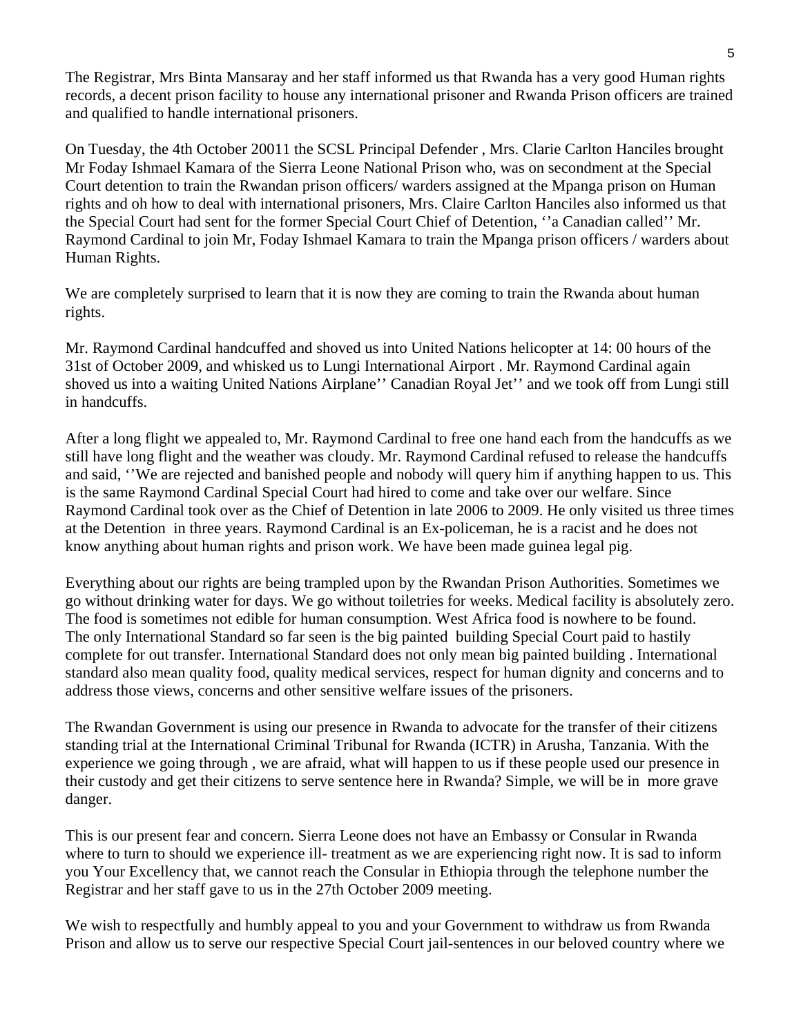The Registrar, Mrs Binta Mansaray and her staff informed us that Rwanda has a very good Human rights records, a decent prison facility to house any international prisoner and Rwanda Prison officers are trained and qualified to handle international prisoners.

On Tuesday, the 4th October 20011 the SCSL Principal Defender , Mrs. Clarie Carlton Hanciles brought Mr Foday Ishmael Kamara of the Sierra Leone National Prison who, was on secondment at the Special Court detention to train the Rwandan prison officers/ warders assigned at the Mpanga prison on Human rights and oh how to deal with international prisoners, Mrs. Claire Carlton Hanciles also informed us that the Special Court had sent for the former Special Court Chief of Detention, ''a Canadian called'' Mr. Raymond Cardinal to join Mr, Foday Ishmael Kamara to train the Mpanga prison officers / warders about Human Rights.

We are completely surprised to learn that it is now they are coming to train the Rwanda about human rights.

Mr. Raymond Cardinal handcuffed and shoved us into United Nations helicopter at 14: 00 hours of the 31st of October 2009, and whisked us to Lungi International Airport . Mr. Raymond Cardinal again shoved us into a waiting United Nations Airplane'' Canadian Royal Jet'' and we took off from Lungi still in handcuffs.

After a long flight we appealed to, Mr. Raymond Cardinal to free one hand each from the handcuffs as we still have long flight and the weather was cloudy. Mr. Raymond Cardinal refused to release the handcuffs and said, ''We are rejected and banished people and nobody will query him if anything happen to us. This is the same Raymond Cardinal Special Court had hired to come and take over our welfare. Since Raymond Cardinal took over as the Chief of Detention in late 2006 to 2009. He only visited us three times at the Detention in three years. Raymond Cardinal is an Ex-policeman, he is a racist and he does not know anything about human rights and prison work. We have been made guinea legal pig.

Everything about our rights are being trampled upon by the Rwandan Prison Authorities. Sometimes we go without drinking water for days. We go without toiletries for weeks. Medical facility is absolutely zero. The food is sometimes not edible for human consumption. West Africa food is nowhere to be found. The only International Standard so far seen is the big painted building Special Court paid to hastily complete for out transfer. International Standard does not only mean big painted building . International standard also mean quality food, quality medical services, respect for human dignity and concerns and to address those views, concerns and other sensitive welfare issues of the prisoners.

The Rwandan Government is using our presence in Rwanda to advocate for the transfer of their citizens standing trial at the International Criminal Tribunal for Rwanda (ICTR) in Arusha, Tanzania. With the experience we going through , we are afraid, what will happen to us if these people used our presence in their custody and get their citizens to serve sentence here in Rwanda? Simple, we will be in more grave danger.

This is our present fear and concern. Sierra Leone does not have an Embassy or Consular in Rwanda where to turn to should we experience ill- treatment as we are experiencing right now. It is sad to inform you Your Excellency that, we cannot reach the Consular in Ethiopia through the telephone number the Registrar and her staff gave to us in the 27th October 2009 meeting.

We wish to respectfully and humbly appeal to you and your Government to withdraw us from Rwanda Prison and allow us to serve our respective Special Court jail-sentences in our beloved country where we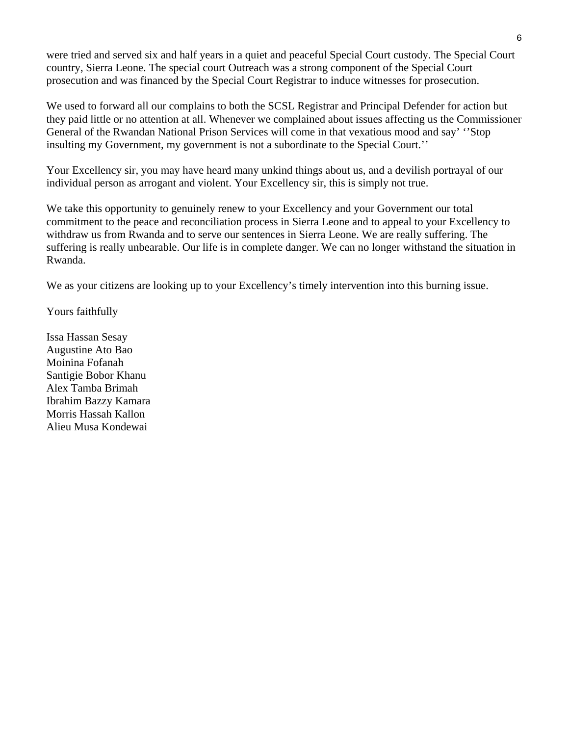were tried and served six and half years in a quiet and peaceful Special Court custody. The Special Court country, Sierra Leone. The special court Outreach was a strong component of the Special Court prosecution and was financed by the Special Court Registrar to induce witnesses for prosecution.

We used to forward all our complains to both the SCSL Registrar and Principal Defender for action but they paid little or no attention at all. Whenever we complained about issues affecting us the Commissioner General of the Rwandan National Prison Services will come in that vexatious mood and say' ''Stop insulting my Government, my government is not a subordinate to the Special Court.''

Your Excellency sir, you may have heard many unkind things about us, and a devilish portrayal of our individual person as arrogant and violent. Your Excellency sir, this is simply not true.

We take this opportunity to genuinely renew to your Excellency and your Government our total commitment to the peace and reconciliation process in Sierra Leone and to appeal to your Excellency to withdraw us from Rwanda and to serve our sentences in Sierra Leone. We are really suffering. The suffering is really unbearable. Our life is in complete danger. We can no longer withstand the situation in Rwanda.

We as your citizens are looking up to your Excellency's timely intervention into this burning issue.

Yours faithfully

Issa Hassan Sesay
Augustine Ato Bao
Moinina Fofanah
Santigie Bobor Khanu
Alex Tamba Brimah
Ibrahim Bazzy Kamara
Morris Hassah Kallon
Alieu Musa Kondewai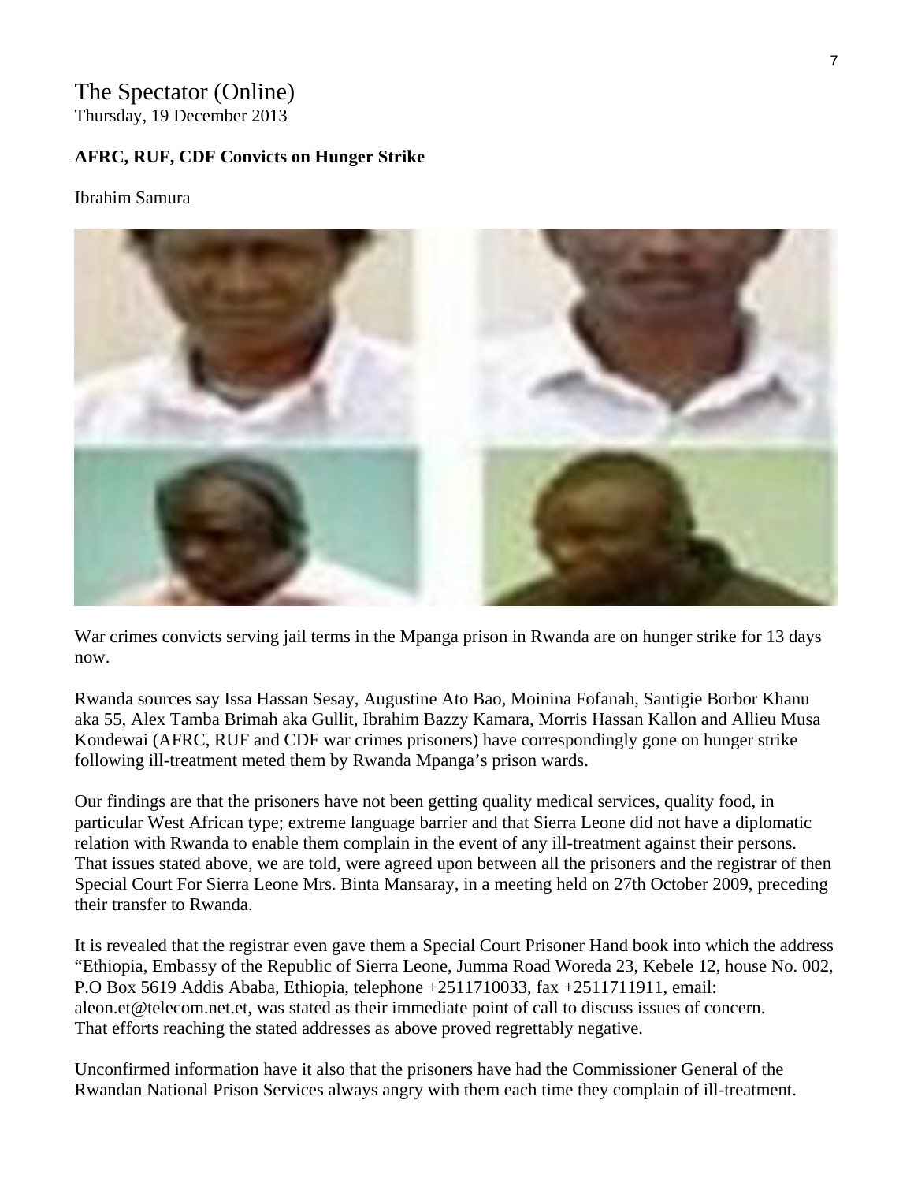# The Spectator (Online)

Thursday, 19 December 2013

**AFRC, RUF, CDF Convicts on Hunger Strike**

Ibrahim Samura

War crimes convicts serving jail terms in the Mpanga prison in Rwanda are on hunger strike for 13 days now.

Rwanda sources say Issa Hassan Sesay, Augustine Ato Bao, Moinina Fofanah, Santigie Borbor Khanu aka 55, Alex Tamba Brimah aka Gullit, Ibrahim Bazzy Kamara, Morris Hassan Kallon and Allieu Musa Kondewai (AFRC, RUF and CDF war crimes prisoners) have correspondingly gone on hunger strike following ill-treatment meted them by Rwanda Mpanga's prison wards.

Our findings are that the prisoners have not been getting quality medical services, quality food, in particular West African type; extreme language barrier and that Sierra Leone did not have a diplomatic relation with Rwanda to enable them complain in the event of any ill-treatment against their persons. That issues stated above, we are told, were agreed upon between all the prisoners and the registrar of then Special Court For Sierra Leone Mrs. Binta Mansaray, in a meeting held on 27th October 2009, preceding their transfer to Rwanda.

It is revealed that the registrar even gave them a Special Court Prisoner Hand book into which the address "Ethiopia, Embassy of the Republic of Sierra Leone, Jumma Road Woreda 23, Kebele 12, house No. 002, P.O Box 5619 Addis Ababa, Ethiopia, telephone +2511710033, fax +2511711911, email: aleon.et@telecom.net.et, was stated as their immediate point of call to discuss issues of concern. That efforts reaching the stated addresses as above proved regrettably negative.

Unconfirmed information have it also that the prisoners have had the Commissioner General of the Rwandan National Prison Services always angry with them each time they complain of ill-treatment.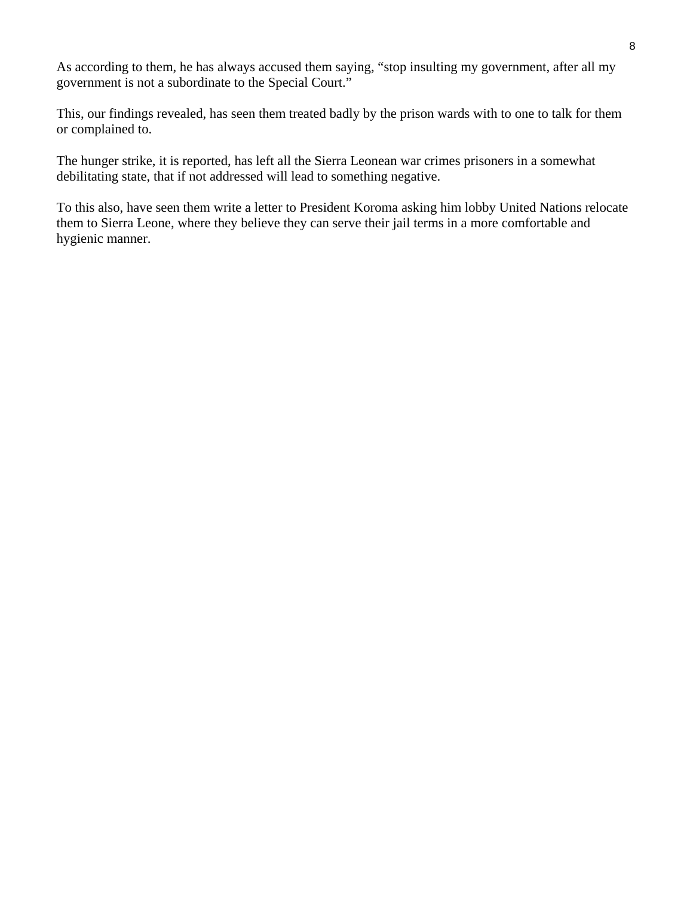As according to them, he has always accused them saying, "stop insulting my government, after all my government is not a subordinate to the Special Court."

This, our findings revealed, has seen them treated badly by the prison wards with to one to talk for them or complained to.

The hunger strike, it is reported, has left all the Sierra Leonean war crimes prisoners in a somewhat debilitating state, that if not addressed will lead to something negative.

To this also, have seen them write a letter to President Koroma asking him lobby United Nations relocate them to Sierra Leone, where they believe they can serve their jail terms in a more comfortable and hygienic manner.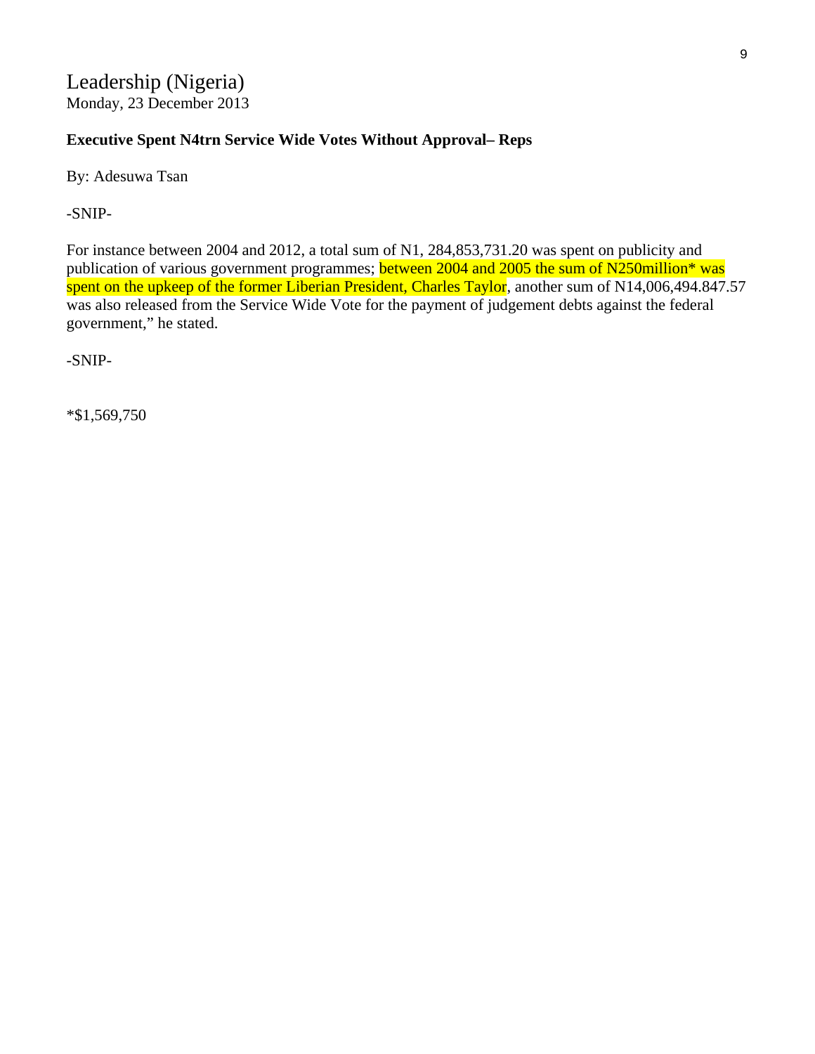Leadership (Nigeria)
Monday, 23 December 2013

**Executive Spent N4trn Service Wide Votes Without Approval– Reps**

By: Adesuwa Tsan

-SNIP-

For instance between 2004 and 2012, a total sum of N1, 284,853,731.20 was spent on publicity and publication of various government programmes; between 2004 and 2005 the sum of N250million* was spent on the upkeep of the former Liberian President, Charles Taylor, another sum of N14,006,494.847.57 was also released from the Service Wide Vote for the payment of judgement debts against the federal government," he stated.

-SNIP-

*$1,569,750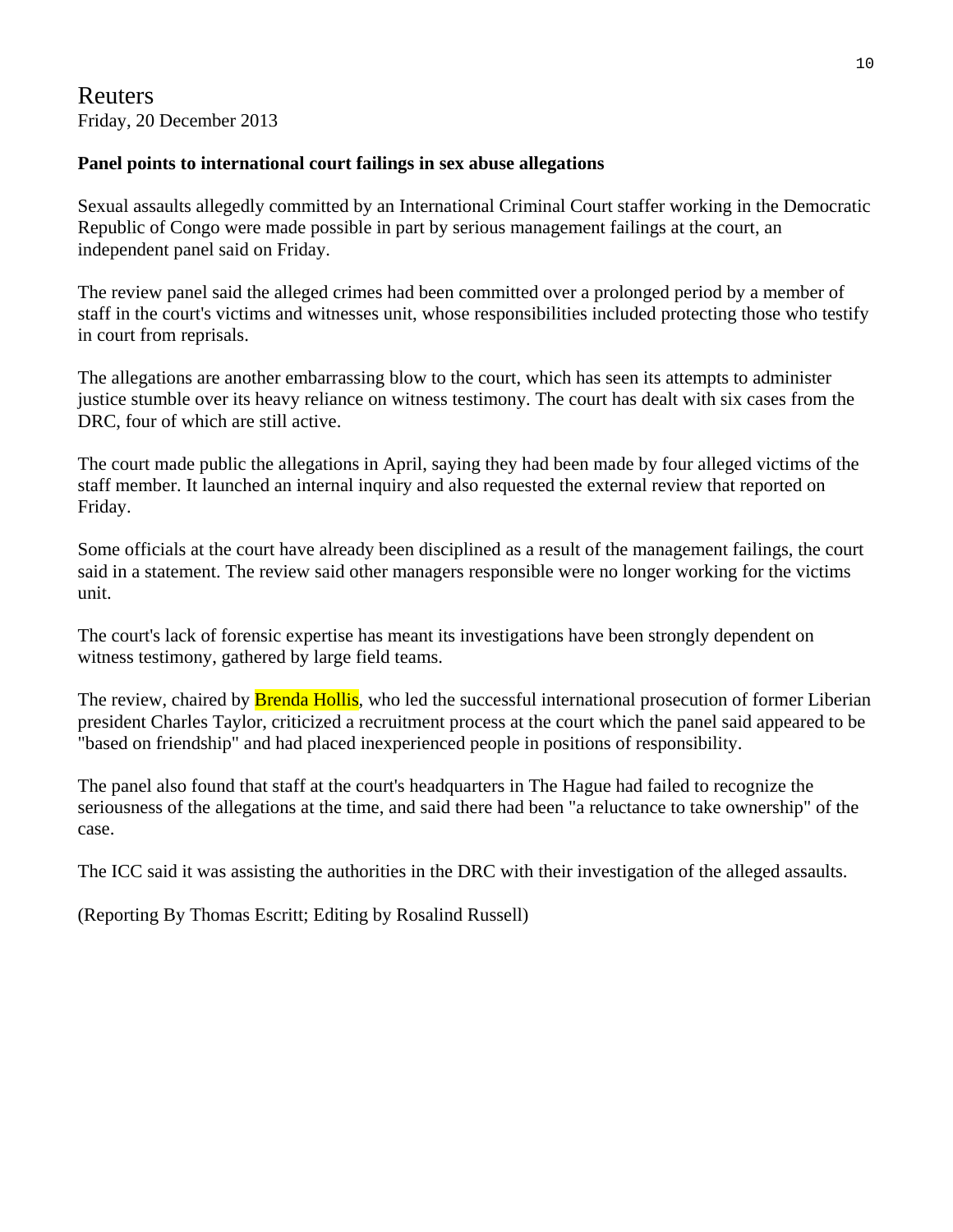Reuters
Friday, 20 December 2013

**Panel points to international court failings in sex abuse allegations**

Sexual assaults allegedly committed by an International Criminal Court staffer working in the Democratic Republic of Congo were made possible in part by serious management failings at the court, an independent panel said on Friday.

The review panel said the alleged crimes had been committed over a prolonged period by a member of staff in the court's victims and witnesses unit, whose responsibilities included protecting those who testify in court from reprisals.

The allegations are another embarrassing blow to the court, which has seen its attempts to administer justice stumble over its heavy reliance on witness testimony. The court has dealt with six cases from the DRC, four of which are still active.

The court made public the allegations in April, saying they had been made by four alleged victims of the staff member. It launched an internal inquiry and also requested the external review that reported on Friday.

Some officials at the court have already been disciplined as a result of the management failings, the court said in a statement. The review said other managers responsible were no longer working for the victims unit.

The court's lack of forensic expertise has meant its investigations have been strongly dependent on witness testimony, gathered by large field teams.

The review, chaired by Brenda Hollis, who led the successful international prosecution of former Liberian president Charles Taylor, criticized a recruitment process at the court which the panel said appeared to be "based on friendship" and had placed inexperienced people in positions of responsibility.

The panel also found that staff at the court's headquarters in The Hague had failed to recognize the seriousness of the allegations at the time, and said there had been "a reluctance to take ownership" of the case.

The ICC said it was assisting the authorities in the DRC with their investigation of the alleged assaults.

(Reporting By Thomas Escritt; Editing by Rosalind Russell)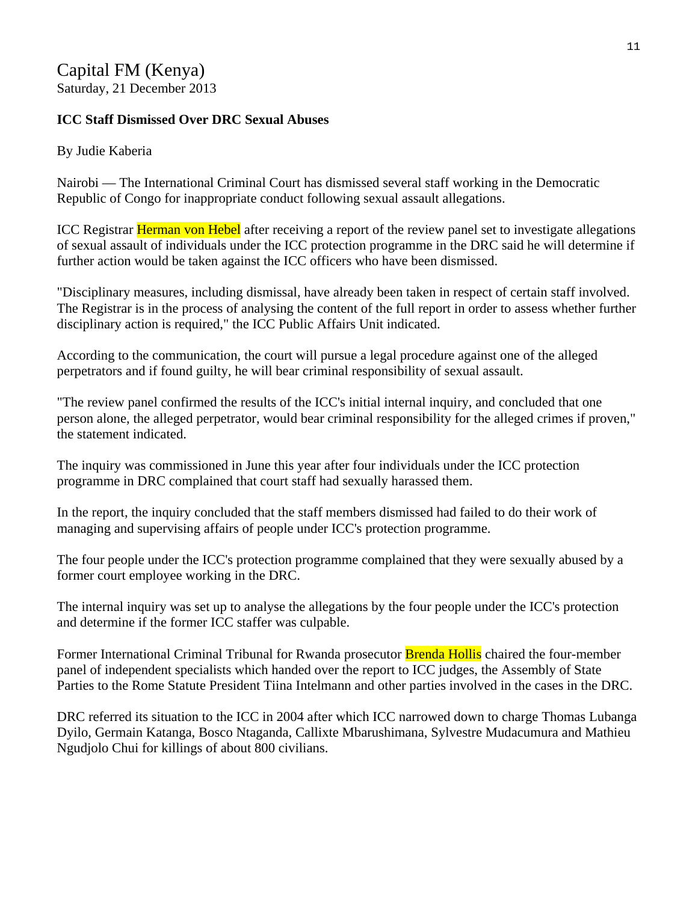Capital FM (Kenya)
Saturday, 21 December 2013

**ICC Staff Dismissed Over DRC Sexual Abuses**

By Judie Kaberia

Nairobi — The International Criminal Court has dismissed several staff working in the Democratic Republic of Congo for inappropriate conduct following sexual assault allegations.

ICC Registrar Herman von Hebel after receiving a report of the review panel set to investigate allegations of sexual assault of individuals under the ICC protection programme in the DRC said he will determine if further action would be taken against the ICC officers who have been dismissed.

"Disciplinary measures, including dismissal, have already been taken in respect of certain staff involved. The Registrar is in the process of analysing the content of the full report in order to assess whether further disciplinary action is required," the ICC Public Affairs Unit indicated.

According to the communication, the court will pursue a legal procedure against one of the alleged perpetrators and if found guilty, he will bear criminal responsibility of sexual assault.

"The review panel confirmed the results of the ICC's initial internal inquiry, and concluded that one person alone, the alleged perpetrator, would bear criminal responsibility for the alleged crimes if proven," the statement indicated.

The inquiry was commissioned in June this year after four individuals under the ICC protection programme in DRC complained that court staff had sexually harassed them.

In the report, the inquiry concluded that the staff members dismissed had failed to do their work of managing and supervising affairs of people under ICC's protection programme.

The four people under the ICC's protection programme complained that they were sexually abused by a former court employee working in the DRC.

The internal inquiry was set up to analyse the allegations by the four people under the ICC's protection and determine if the former ICC staffer was culpable.

Former International Criminal Tribunal for Rwanda prosecutor Brenda Hollis chaired the four-member panel of independent specialists which handed over the report to ICC judges, the Assembly of State Parties to the Rome Statute President Tiina Intelmann and other parties involved in the cases in the DRC.

DRC referred its situation to the ICC in 2004 after which ICC narrowed down to charge Thomas Lubanga Dyilo, Germain Katanga, Bosco Ntaganda, Callixte Mbarushimana, Sylvestre Mudacumura and Mathieu Ngudjolo Chui for killings of about 800 civilians.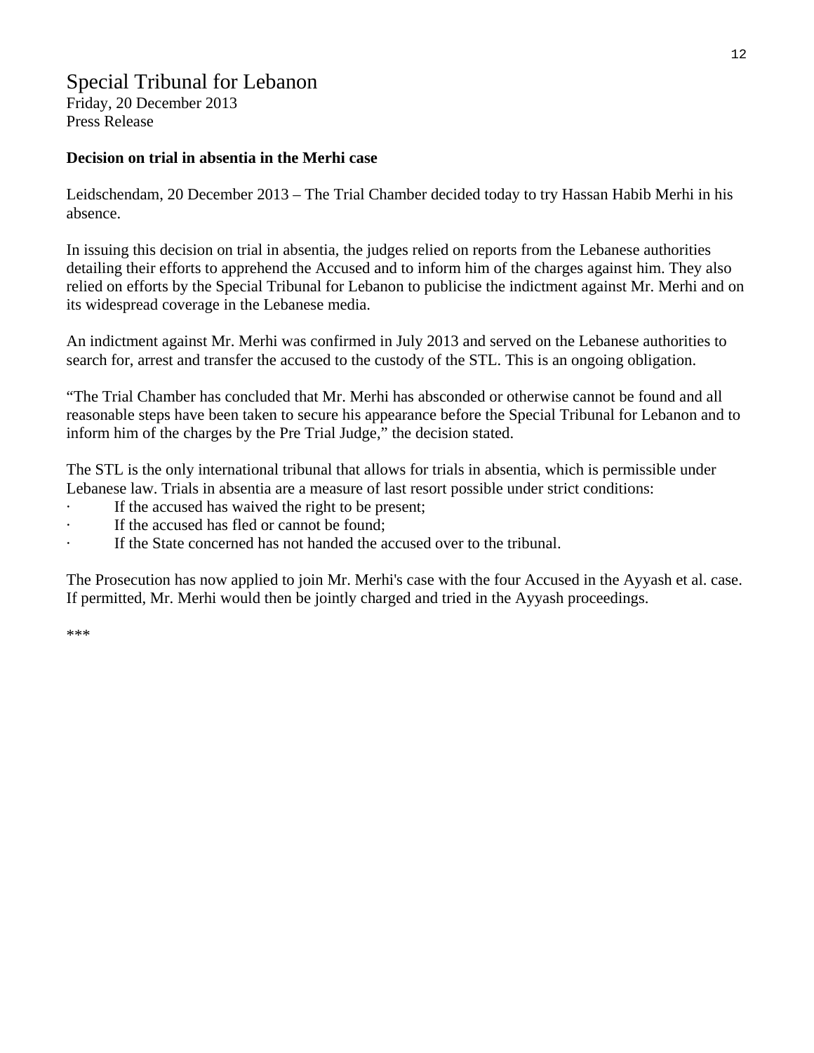# Special Tribunal for Lebanon

Friday, 20 December 2013
Press Release

**Decision on trial in absentia in the Merhi case**

Leidschendam, 20 December 2013 – The Trial Chamber decided today to try Hassan Habib Merhi in his absence.

In issuing this decision on trial in absentia, the judges relied on reports from the Lebanese authorities detailing their efforts to apprehend the Accused and to inform him of the charges against him. They also relied on efforts by the Special Tribunal for Lebanon to publicise the indictment against Mr. Merhi and on its widespread coverage in the Lebanese media.

An indictment against Mr. Merhi was confirmed in July 2013 and served on the Lebanese authorities to search for, arrest and transfer the accused to the custody of the STL. This is an ongoing obligation.

"The Trial Chamber has concluded that Mr. Merhi has absconded or otherwise cannot be found and all reasonable steps have been taken to secure his appearance before the Special Tribunal for Lebanon and to inform him of the charges by the Pre Trial Judge," the decision stated.

The STL is the only international tribunal that allows for trials in absentia, which is permissible under Lebanese law. Trials in absentia are a measure of last resort possible under strict conditions:

- If the accused has waived the right to be present;
- If the accused has fled or cannot be found;
- If the State concerned has not handed the accused over to the tribunal.

The Prosecution has now applied to join Mr. Merhi's case with the four Accused in the Ayyash et al. case. If permitted, Mr. Merhi would then be jointly charged and tried in the Ayyash proceedings.

***